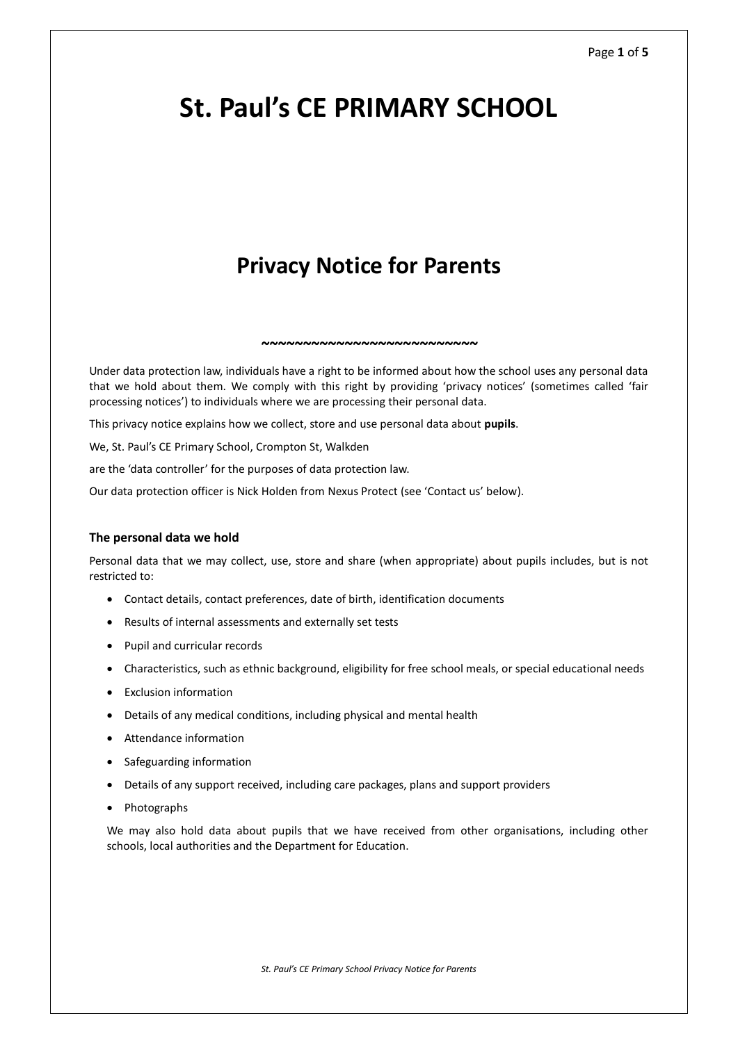# St. Paul's CE PRIMARY SCHOOL

## Privacy Notice for Parents

~~~~~~~~~~~~~~~~~~~~~~~~~~~

Under data protection law, individuals have a right to be informed about how the school uses any personal data that we hold about them. We comply with this right by providing 'privacy notices' (sometimes called 'fair processing notices') to individuals where we are processing their personal data.

This privacy notice explains how we collect, store and use personal data about **pupils**.

We, St. Paul's CE Primary School, Crompton St, Walkden

are the 'data controller' for the purposes of data protection law.

Our data protection officer is Nick Holden from Nexus Protect (see 'Contact us' below).

### The personal data we hold

Personal data that we may collect, use, store and share (when appropriate) about pupils includes, but is not restricted to:

- Contact details, contact preferences, date of birth, identification documents
- Results of internal assessments and externally set tests
- Pupil and curricular records
- Characteristics, such as ethnic background, eligibility for free school meals, or special educational needs
- Exclusion information
- Details of any medical conditions, including physical and mental health
- Attendance information
- Safeguarding information
- Details of any support received, including care packages, plans and support providers
- Photographs

We may also hold data about pupils that we have received from other organisations, including other schools, local authorities and the Department for Education.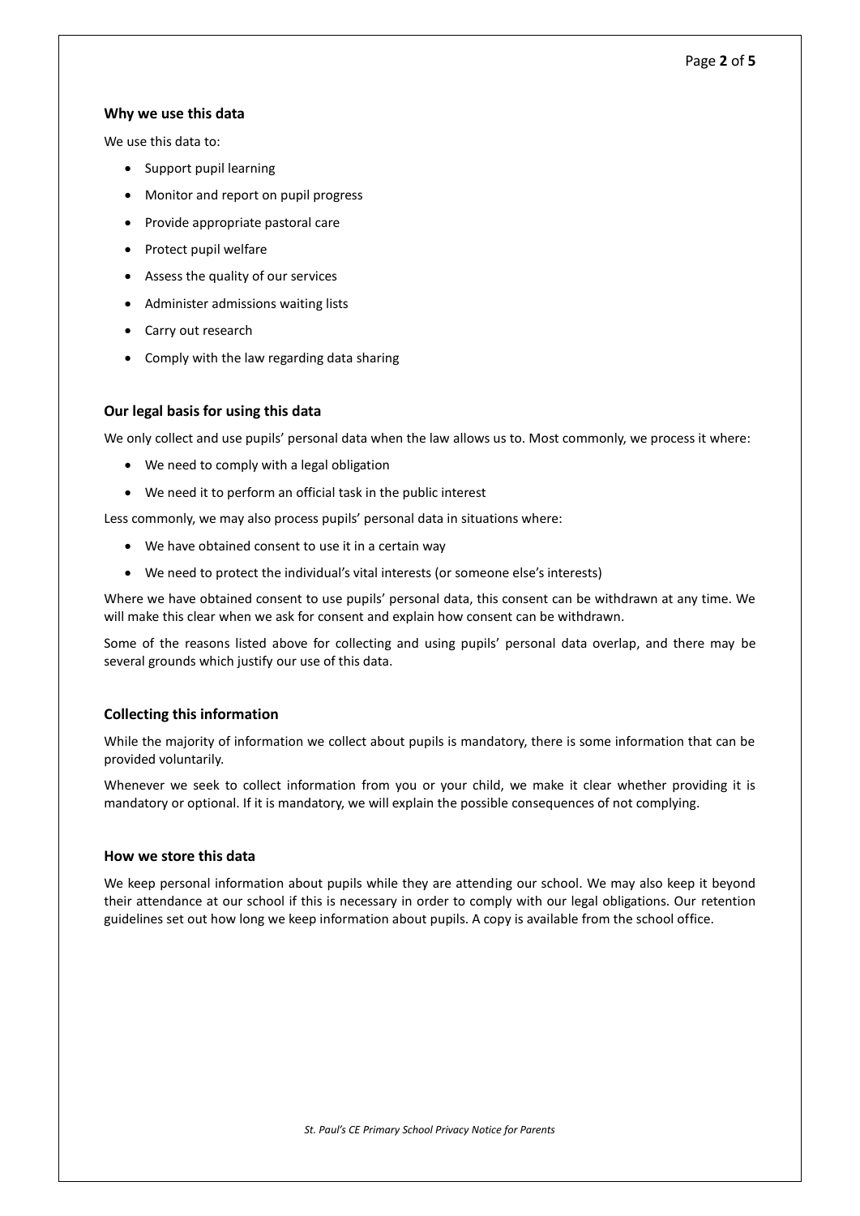### Why we use this data

We use this data to:

- Support pupil learning
- Monitor and report on pupil progress
- Provide appropriate pastoral care
- Protect pupil welfare
- Assess the quality of our services
- Administer admissions waiting lists
- Carry out research
- Comply with the law regarding data sharing

### Our legal basis for using this data

We only collect and use pupils' personal data when the law allows us to. Most commonly, we process it where:

- We need to comply with a legal obligation
- We need it to perform an official task in the public interest

Less commonly, we may also process pupils' personal data in situations where:

- We have obtained consent to use it in a certain way
- We need to protect the individual's vital interests (or someone else's interests)

Where we have obtained consent to use pupils' personal data, this consent can be withdrawn at any time. We will make this clear when we ask for consent and explain how consent can be withdrawn.

Some of the reasons listed above for collecting and using pupils' personal data overlap, and there may be several grounds which justify our use of this data.

### Collecting this information

While the majority of information we collect about pupils is mandatory, there is some information that can be provided voluntarily.

Whenever we seek to collect information from you or your child, we make it clear whether providing it is mandatory or optional. If it is mandatory, we will explain the possible consequences of not complying.

### How we store this data

We keep personal information about pupils while they are attending our school. We may also keep it beyond their attendance at our school if this is necessary in order to comply with our legal obligations. Our retention guidelines set out how long we keep information about pupils. A copy is available from the school office.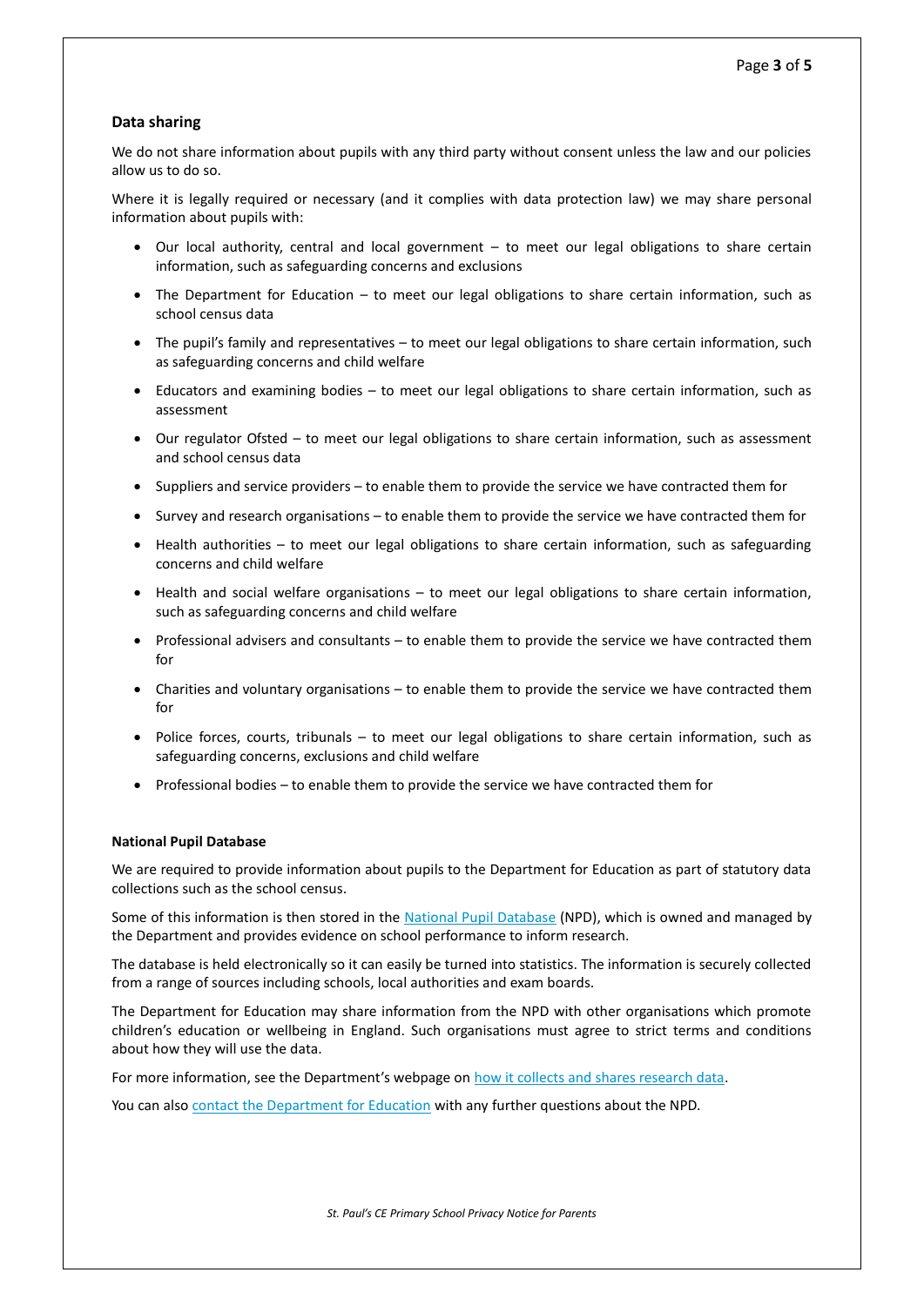## Data sharing

We do not share information about pupils with any third party without consent unless the law and our policies allow us to do so.

Where it is legally required or necessary (and it complies with data protection law) we may share personal information about pupils with:

- Our local authority, central and local government – to meet our legal obligations to share certain information, such as safeguarding concerns and exclusions
- The Department for Education – to meet our legal obligations to share certain information, such as school census data
- The pupil's family and representatives – to meet our legal obligations to share certain information, such as safeguarding concerns and child welfare
- Educators and examining bodies – to meet our legal obligations to share certain information, such as assessment
- Our regulator Ofsted – to meet our legal obligations to share certain information, such as assessment and school census data
- Suppliers and service providers – to enable them to provide the service we have contracted them for
- Survey and research organisations – to enable them to provide the service we have contracted them for
- Health authorities – to meet our legal obligations to share certain information, such as safeguarding concerns and child welfare
- Health and social welfare organisations – to meet our legal obligations to share certain information, such as safeguarding concerns and child welfare
- Professional advisers and consultants – to enable them to provide the service we have contracted them for
- Charities and voluntary organisations – to enable them to provide the service we have contracted them for
- Police forces, courts, tribunals – to meet our legal obligations to share certain information, such as safeguarding concerns, exclusions and child welfare
- Professional bodies – to enable them to provide the service we have contracted them for

### National Pupil Database

We are required to provide information about pupils to the Department for Education as part of statutory data collections such as the school census.

Some of this information is then stored in the National Pupil Database (NPD), which is owned and managed by the Department and provides evidence on school performance to inform research.

The database is held electronically so it can easily be turned into statistics. The information is securely collected from a range of sources including schools, local authorities and exam boards.

The Department for Education may share information from the NPD with other organisations which promote children's education or wellbeing in England. Such organisations must agree to strict terms and conditions about how they will use the data.

For more information, see the Department's webpage on how it collects and shares research data.

You can also contact the Department for Education with any further questions about the NPD.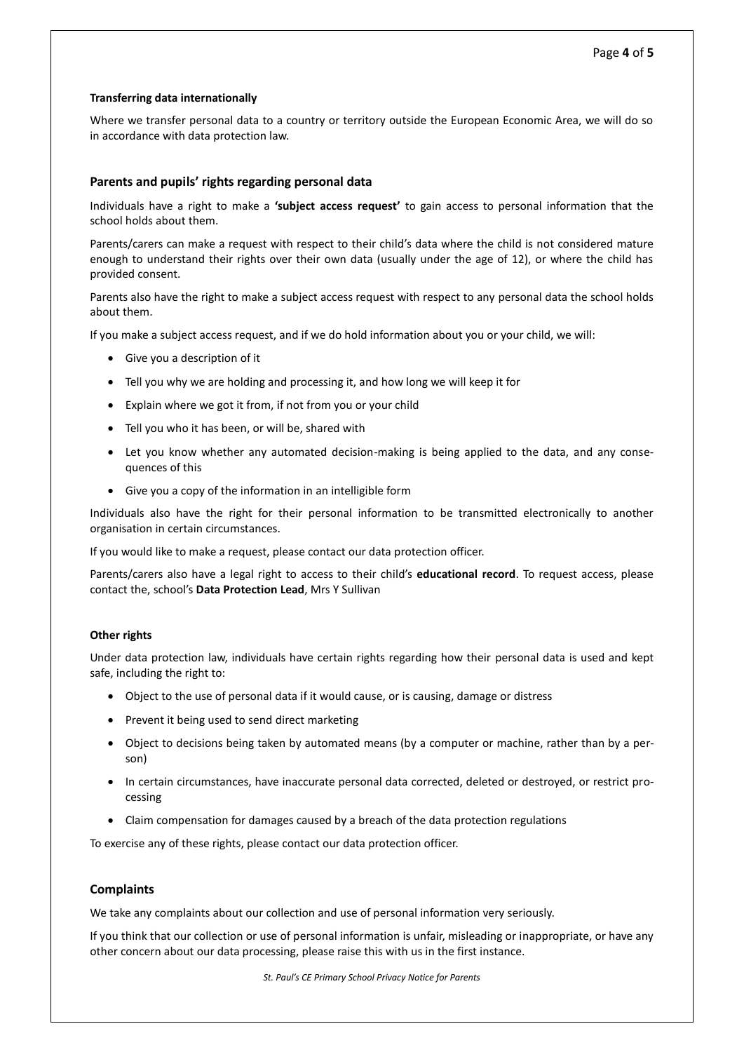#### Transferring data internationally

Where we transfer personal data to a country or territory outside the European Economic Area, we will do so in accordance with data protection law.

### Parents and pupils' rights regarding personal data

Individuals have a right to make a **'subject access request'** to gain access to personal information that the school holds about them.

Parents/carers can make a request with respect to their child's data where the child is not considered mature enough to understand their rights over their own data (usually under the age of 12), or where the child has provided consent.

Parents also have the right to make a subject access request with respect to any personal data the school holds about them.

If you make a subject access request, and if we do hold information about you or your child, we will:

- Give you a description of it
- Tell you why we are holding and processing it, and how long we will keep it for
- Explain where we got it from, if not from you or your child
- Tell you who it has been, or will be, shared with
- Let you know whether any automated decision-making is being applied to the data, and any consequences of this
- Give you a copy of the information in an intelligible form

Individuals also have the right for their personal information to be transmitted electronically to another organisation in certain circumstances.

If you would like to make a request, please contact our data protection officer.

Parents/carers also have a legal right to access to their child's **educational record**. To request access, please contact the, school's **Data Protection Lead**, Mrs Y Sullivan

#### Other rights

Under data protection law, individuals have certain rights regarding how their personal data is used and kept safe, including the right to:

- Object to the use of personal data if it would cause, or is causing, damage or distress
- Prevent it being used to send direct marketing
- Object to decisions being taken by automated means (by a computer or machine, rather than by a person)
- In certain circumstances, have inaccurate personal data corrected, deleted or destroyed, or restrict processing
- Claim compensation for damages caused by a breach of the data protection regulations

To exercise any of these rights, please contact our data protection officer.

### Complaints

We take any complaints about our collection and use of personal information very seriously.

If you think that our collection or use of personal information is unfair, misleading or inappropriate, or have any other concern about our data processing, please raise this with us in the first instance.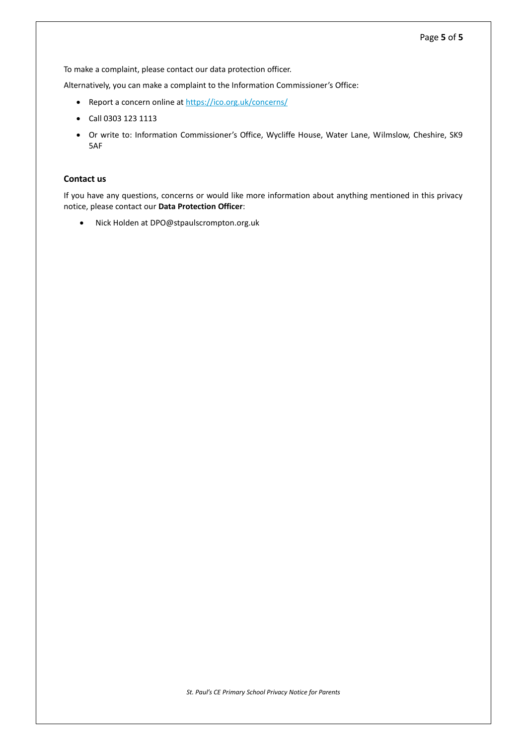To make a complaint, please contact our data protection officer.

Alternatively, you can make a complaint to the Information Commissioner's Office:

- Report a concern online at https://ico.org.uk/concerns/
- Call 0303 123 1113
- Or write to: Information Commissioner's Office, Wycliffe House, Water Lane, Wilmslow, Cheshire, SK9 5AF

**Contact us**

If you have any questions, concerns or would like more information about anything mentioned in this privacy notice, please contact our **Data Protection Officer**:

- Nick Holden at DPO@stpaulscrompton.org.uk